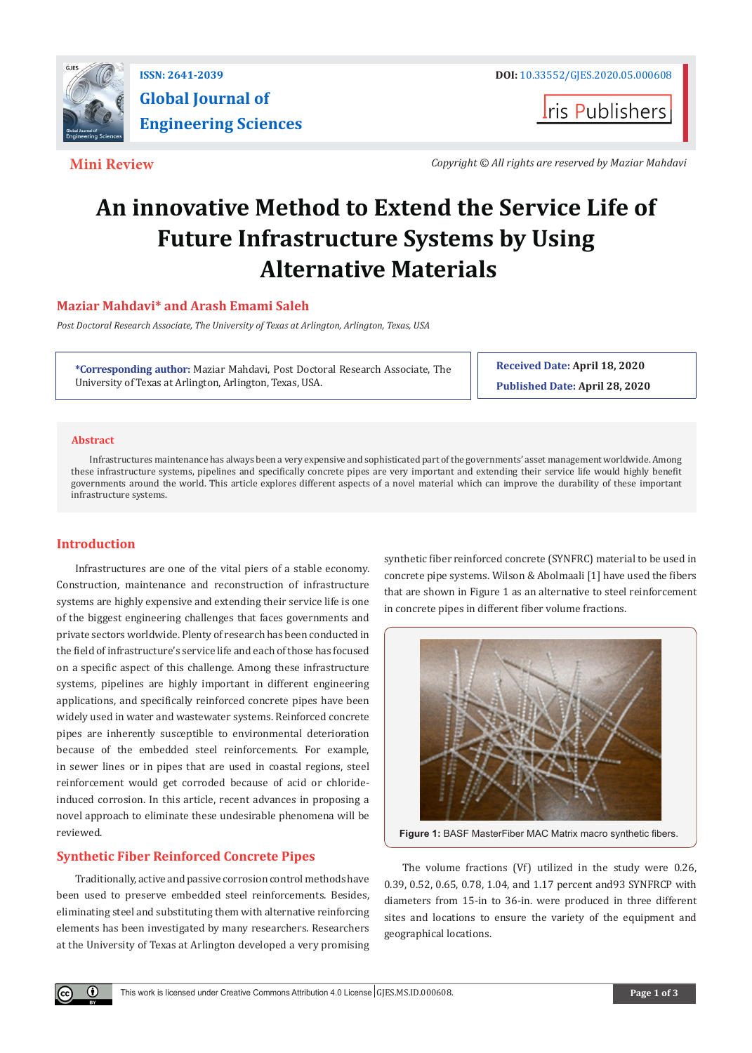ISSN: 2641-2039

# Global Journal of Engineering Sciences

DOI: 10.33552/GJES.2020.05.000608

**Mini Review**

*Copyright © All rights are reserved by Maziar Mahdavi*

# An innovative Method to Extend the Service Life of Future Infrastructure Systems by Using Alternative Materials

**Maziar Mahdavi\* and Arash Emami Saleh**

*Post Doctoral Research Associate, The University of Texas at Arlington, Arlington, Texas, USA*

**\*Corresponding author:** Maziar Mahdavi, Post Doctoral Research Associate, The University of Texas at Arlington, Arlington, Texas, USA.

**Received Date:** April 18, 2020

**Published Date:** April 28, 2020

## Abstract

Infrastructures maintenance has always been a very expensive and sophisticated part of the governments' asset management worldwide. Among these infrastructure systems, pipelines and specifically concrete pipes are very important and extending their service life would highly benefit governments around the world. This article explores different aspects of a novel material which can improve the durability of these important infrastructure systems.

## Introduction

Infrastructures are one of the vital piers of a stable economy. Construction, maintenance and reconstruction of infrastructure systems are highly expensive and extending their service life is one of the biggest engineering challenges that faces governments and private sectors worldwide. Plenty of research has been conducted in the field of infrastructure's service life and each of those has focused on a specific aspect of this challenge. Among these infrastructure systems, pipelines are highly important in different engineering applications, and specifically reinforced concrete pipes have been widely used in water and wastewater systems. Reinforced concrete pipes are inherently susceptible to environmental deterioration because of the embedded steel reinforcements. For example, in sewer lines or in pipes that are used in coastal regions, steel reinforcement would get corroded because of acid or chloride-induced corrosion. In this article, recent advances in proposing a novel approach to eliminate these undesirable phenomena will be reviewed.

## Synthetic Fiber Reinforced Concrete Pipes

Traditionally, active and passive corrosion control methods have been used to preserve embedded steel reinforcements. Besides, eliminating steel and substituting them with alternative reinforcing elements has been investigated by many researchers. Researchers at the University of Texas at Arlington developed a very promising synthetic fiber reinforced concrete (SYNFRC) material to be used in concrete pipe systems. Wilson & Abolmaali [1] have used the fibers that are shown in Figure 1 as an alternative to steel reinforcement in concrete pipes in different fiber volume fractions.

**Figure 1:** BASF MasterFiber MAC Matrix macro synthetic fibers.

The volume fractions (Vf) utilized in the study were 0.26, 0.39, 0.52, 0.65, 0.78, 1.04, and 1.17 percent and93 SYNFRCP with diameters from 15-in to 36-in. were produced in three different sites and locations to ensure the variety of the equipment and geographical locations.

This work is licensed under Creative Commons Attribution 4.0 License | GJES.MS.ID.000608.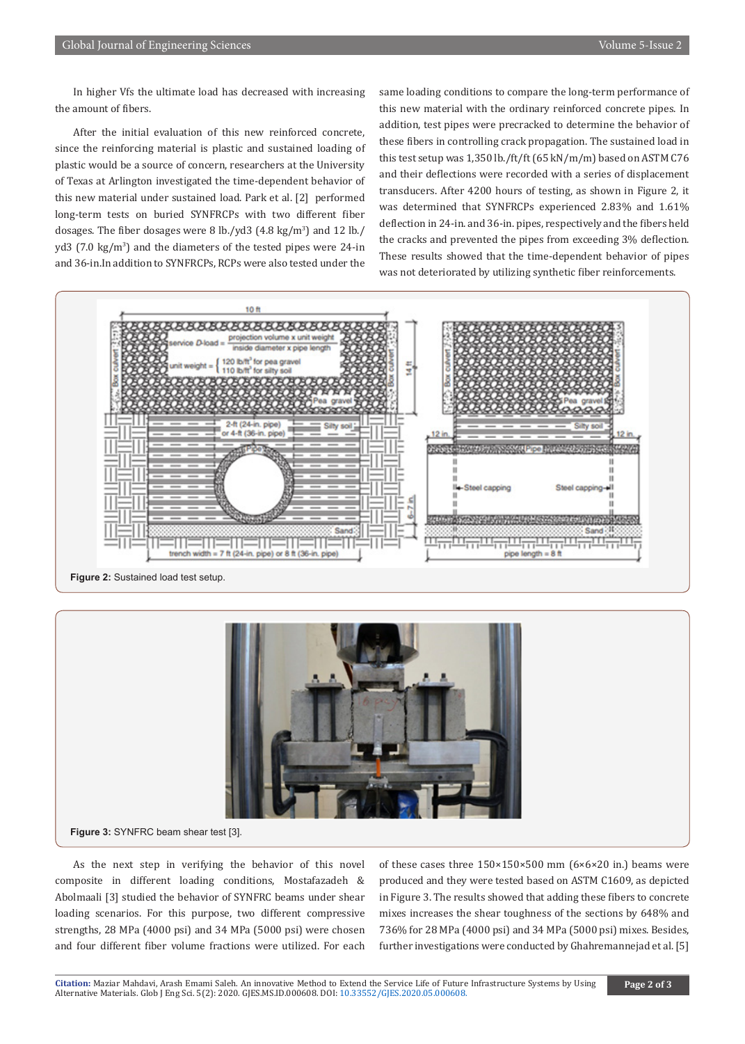In higher Vfs the ultimate load has decreased with increasing the amount of fibers.

After the initial evaluation of this new reinforced concrete, since the reinforcing material is plastic and sustained loading of plastic would be a source of concern, researchers at the University of Texas at Arlington investigated the time-dependent behavior of this new material under sustained load. Park et al. [2] performed long-term tests on buried SYNFRCPs with two different fiber dosages. The fiber dosages were 8 lb./yd3 (4.8 kg/m$^3$) and 12 lb./yd3 (7.0 kg/m$^3$) and the diameters of the tested pipes were 24-in and 36-in.In addition to SYNFRCPs, RCPs were also tested under the same loading conditions to compare the long-term performance of this new material with the ordinary reinforced concrete pipes. In addition, test pipes were precracked to determine the behavior of these fibers in controlling crack propagation. The sustained load in this test setup was 1,350 lb./ft/ft (65 kN/m/m) based on ASTM C76 and their deflections were recorded with a series of displacement transducers. After 4200 hours of testing, as shown in Figure 2, it was determined that SYNFRCPs experienced 2.83% and 1.61% deflection in 24-in. and 36-in. pipes, respectively and the fibers held the cracks and prevented the pipes from exceeding 3% deflection. These results showed that the time-dependent behavior of pipes was not deteriorated by utilizing synthetic fiber reinforcements.

**Figure 2:** Sustained load test setup.

**Figure 3:** SYNFRC beam shear test [3].

As the next step in verifying the behavior of this novel composite in different loading conditions, Mostafazadeh & Abolmaali [3] studied the behavior of SYNFRC beams under shear loading scenarios. For this purpose, two different compressive strengths, 28 MPa (4000 psi) and 34 MPa (5000 psi) were chosen and four different fiber volume fractions were utilized. For each of these cases three 150×150×500 mm (6×6×20 in.) beams were produced and they were tested based on ASTM C1609, as depicted in Figure 3. The results showed that adding these fibers to concrete mixes increases the shear toughness of the sections by 648% and 736% for 28 MPa (4000 psi) and 34 MPa (5000 psi) mixes. Besides, further investigations were conducted by Ghahremannejad et al. [5]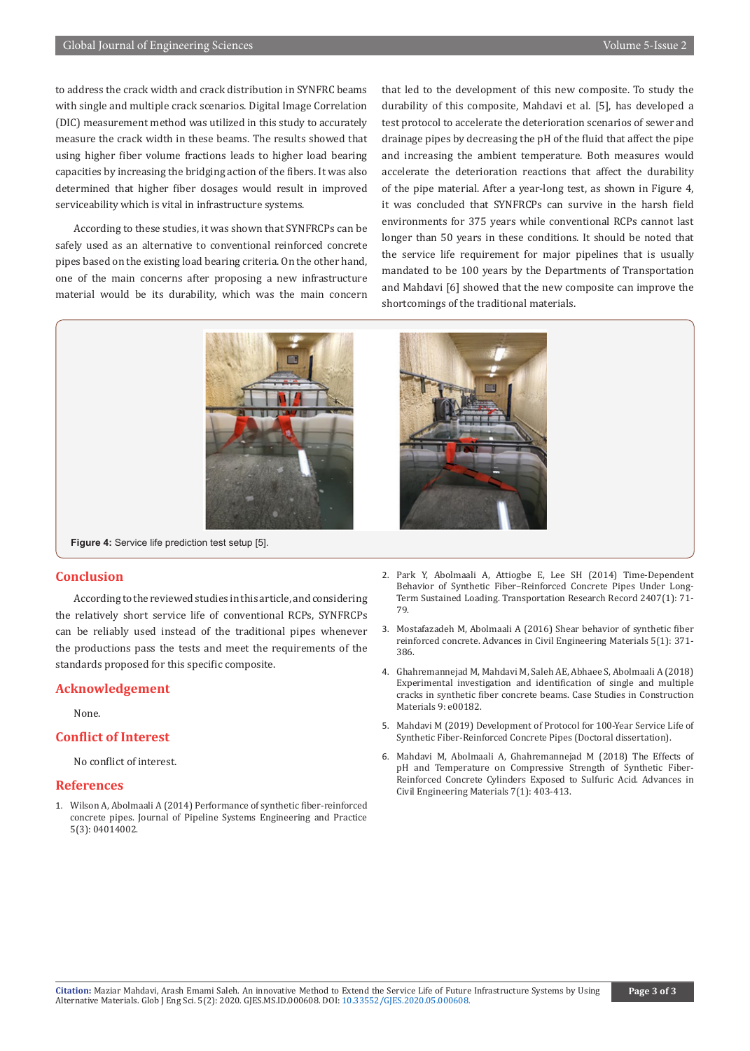to address the crack width and crack distribution in SYNFRC beams with single and multiple crack scenarios. Digital Image Correlation (DIC) measurement method was utilized in this study to accurately measure the crack width in these beams. The results showed that using higher fiber volume fractions leads to higher load bearing capacities by increasing the bridging action of the fibers. It was also determined that higher fiber dosages would result in improved serviceability which is vital in infrastructure systems.

According to these studies, it was shown that SYNFRCPs can be safely used as an alternative to conventional reinforced concrete pipes based on the existing load bearing criteria. On the other hand, one of the main concerns after proposing a new infrastructure material would be its durability, which was the main concern that led to the development of this new composite. To study the durability of this composite, Mahdavi et al. [5], has developed a test protocol to accelerate the deterioration scenarios of sewer and drainage pipes by decreasing the pH of the fluid that affect the pipe and increasing the ambient temperature. Both measures would accelerate the deterioration reactions that affect the durability of the pipe material. After a year-long test, as shown in Figure 4, it was concluded that SYNFRCPs can survive in the harsh field environments for 375 years while conventional RCPs cannot last longer than 50 years in these conditions. It should be noted that the service life requirement for major pipelines that is usually mandated to be 100 years by the Departments of Transportation and Mahdavi [6] showed that the new composite can improve the shortcomings of the traditional materials.

**Figure 4:** Service life prediction test setup [5].

## Conclusion

According to the reviewed studies in this article, and considering the relatively short service life of conventional RCPs, SYNFRCPs can be reliably used instead of the traditional pipes whenever the productions pass the tests and meet the requirements of the standards proposed for this specific composite.

## Acknowledgement

None.

## Conflict of Interest

No conflict of interest.

## References

1. Wilson A, Abolmaali A (2014) Performance of synthetic fiber-reinforced concrete pipes. Journal of Pipeline Systems Engineering and Practice 5(3): 04014002.
2. Park Y, Abolmaali A, Attiogbe E, Lee SH (2014) Time-Dependent Behavior of Synthetic Fiber–Reinforced Concrete Pipes Under Long-Term Sustained Loading. Transportation Research Record 2407(1): 71-79.
3. Mostafazadeh M, Abolmaali A (2016) Shear behavior of synthetic fiber reinforced concrete. Advances in Civil Engineering Materials 5(1): 371-386.
4. Ghahremannejad M, Mahdavi M, Saleh AE, Abhaee S, Abolmaali A (2018) Experimental investigation and identification of single and multiple cracks in synthetic fiber concrete beams. Case Studies in Construction Materials 9: e00182.
5. Mahdavi M (2019) Development of Protocol for 100-Year Service Life of Synthetic Fiber-Reinforced Concrete Pipes (Doctoral dissertation).
6. Mahdavi M, Abolmaali A, Ghahremannejad M (2018) The Effects of pH and Temperature on Compressive Strength of Synthetic Fiber-Reinforced Concrete Cylinders Exposed to Sulfuric Acid. Advances in Civil Engineering Materials 7(1): 403-413.